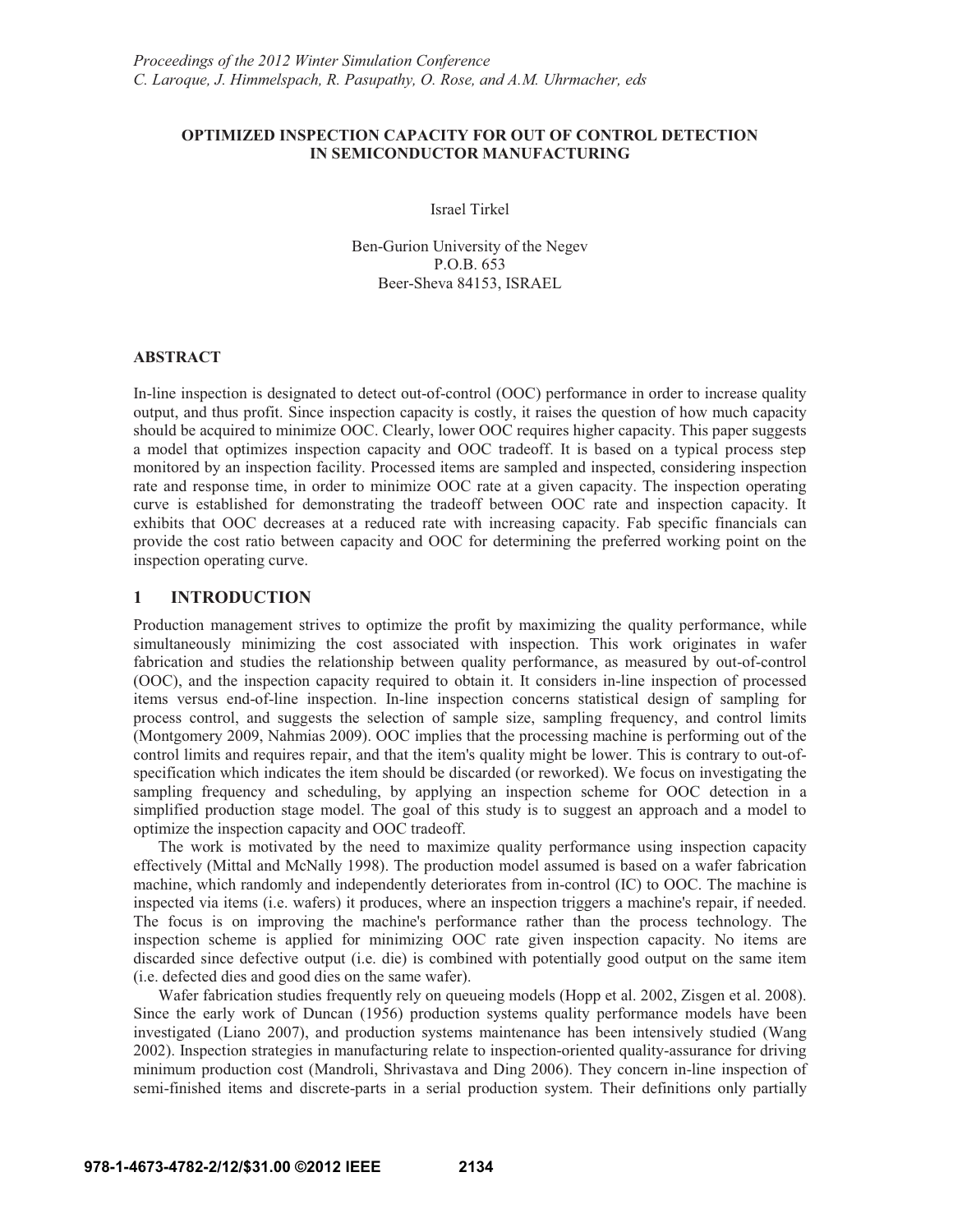# OPTIMIZED INSPECTION CAPACITY FOR OUT OF CONTROL DETECTION IN SEMICONDUCTOR MANUFACTURING

Israel Tirkel

Ben-Gurion University of the Negev
P.O.B. 653
Beer-Sheva 84153, ISRAEL

## ABSTRACT

In-line inspection is designated to detect out-of-control (OOC) performance in order to increase quality output, and thus profit. Since inspection capacity is costly, it raises the question of how much capacity should be acquired to minimize OOC. Clearly, lower OOC requires higher capacity. This paper suggests a model that optimizes inspection capacity and OOC tradeoff. It is based on a typical process step monitored by an inspection facility. Processed items are sampled and inspected, considering inspection rate and response time, in order to minimize OOC rate at a given capacity. The inspection operating curve is established for demonstrating the tradeoff between OOC rate and inspection capacity. It exhibits that OOC decreases at a reduced rate with increasing capacity. Fab specific financials can provide the cost ratio between capacity and OOC for determining the preferred working point on the inspection operating curve.

## 1 INTRODUCTION

Production management strives to optimize the profit by maximizing the quality performance, while simultaneously minimizing the cost associated with inspection. This work originates in wafer fabrication and studies the relationship between quality performance, as measured by out-of-control (OOC), and the inspection capacity required to obtain it. It considers in-line inspection of processed items versus end-of-line inspection. In-line inspection concerns statistical design of sampling for process control, and suggests the selection of sample size, sampling frequency, and control limits (Montgomery 2009, Nahmias 2009). OOC implies that the processing machine is performing out of the control limits and requires repair, and that the item's quality might be lower. This is contrary to out-of-specification which indicates the item should be discarded (or reworked). We focus on investigating the sampling frequency and scheduling, by applying an inspection scheme for OOC detection in a simplified production stage model. The goal of this study is to suggest an approach and a model to optimize the inspection capacity and OOC tradeoff.

The work is motivated by the need to maximize quality performance using inspection capacity effectively (Mittal and McNally 1998). The production model assumed is based on a wafer fabrication machine, which randomly and independently deteriorates from in-control (IC) to OOC. The machine is inspected via items (i.e. wafers) it produces, where an inspection triggers a machine's repair, if needed. The focus is on improving the machine's performance rather than the process technology. The inspection scheme is applied for minimizing OOC rate given inspection capacity. No items are discarded since defective output (i.e. die) is combined with potentially good output on the same item (i.e. defected dies and good dies on the same wafer).

Wafer fabrication studies frequently rely on queueing models (Hopp et al. 2002, Zisgen et al. 2008). Since the early work of Duncan (1956) production systems quality performance models have been investigated (Liano 2007), and production systems maintenance has been intensively studied (Wang 2002). Inspection strategies in manufacturing relate to inspection-oriented quality-assurance for driving minimum production cost (Mandroli, Shrivastava and Ding 2006). They concern in-line inspection of semi-finished items and discrete-parts in a serial production system. Their definitions only partially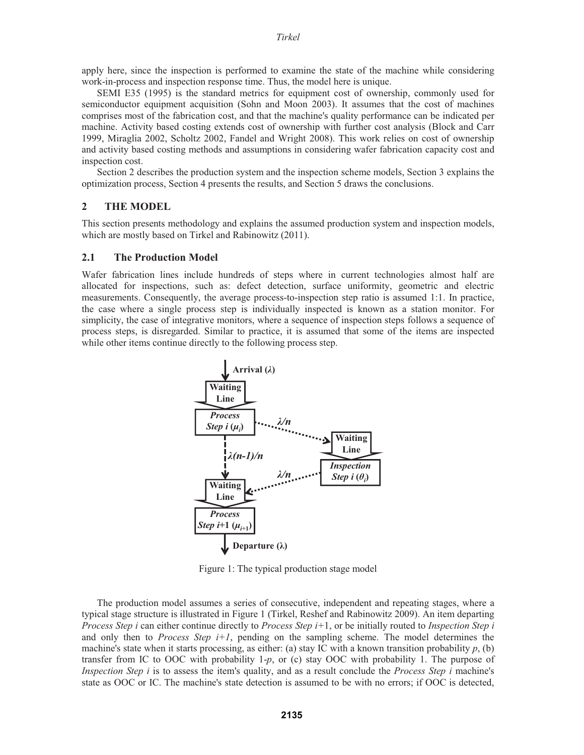apply here, since the inspection is performed to examine the state of the machine while considering work-in-process and inspection response time. Thus, the model here is unique.

SEMI E35 (1995) is the standard metrics for equipment cost of ownership, commonly used for semiconductor equipment acquisition (Sohn and Moon 2003). It assumes that the cost of machines comprises most of the fabrication cost, and that the machine's quality performance can be indicated per machine. Activity based costing extends cost of ownership with further cost analysis (Block and Carr 1999, Miraglia 2002, Scholtz 2002, Fandel and Wright 2008). This work relies on cost of ownership and activity based costing methods and assumptions in considering wafer fabrication capacity cost and inspection cost.

Section 2 describes the production system and the inspection scheme models, Section 3 explains the optimization process, Section 4 presents the results, and Section 5 draws the conclusions.

## 2 THE MODEL

This section presents methodology and explains the assumed production system and inspection models, which are mostly based on Tirkel and Rabinowitz (2011).

### 2.1 The Production Model

Wafer fabrication lines include hundreds of steps where in current technologies almost half are allocated for inspections, such as: defect detection, surface uniformity, geometric and electric measurements. Consequently, the average process-to-inspection step ratio is assumed 1:1. In practice, the case where a single process step is individually inspected is known as a station monitor. For simplicity, the case of integrative monitors, where a sequence of inspection steps follows a sequence of process steps, is disregarded. Similar to practice, it is assumed that some of the items are inspected while other items continue directly to the following process step.

Figure 1: The typical production stage model

The production model assumes a series of consecutive, independent and repeating stages, where a typical stage structure is illustrated in Figure 1 (Tirkel, Reshef and Rabinowitz 2009). An item departing *Process Step i* can either continue directly to *Process Step i*+1, or be initially routed to *Inspection Step i* and only then to *Process Step i+1*, pending on the sampling scheme. The model determines the machine's state when it starts processing, as either: (a) stay IC with a known transition probability $p$, (b) transfer from IC to OOC with probability 1-$p$, or (c) stay OOC with probability 1. The purpose of *Inspection Step i* is to assess the item's quality, and as a result conclude the *Process Step i* machine's state as OOC or IC. The machine's state detection is assumed to be with no errors; if OOC is detected,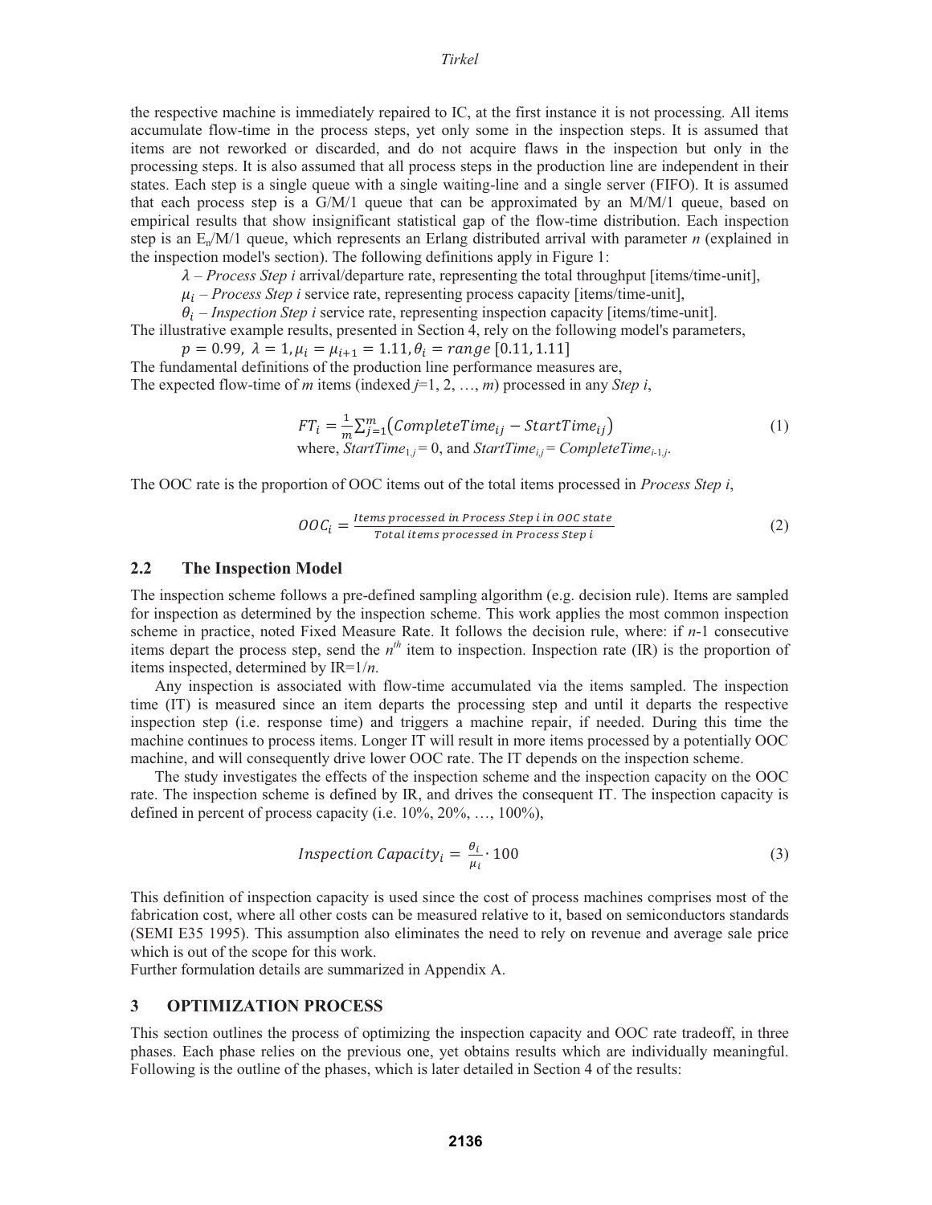the respective machine is immediately repaired to IC, at the first instance it is not processing. All items accumulate flow-time in the process steps, yet only some in the inspection steps. It is assumed that items are not reworked or discarded, and do not acquire flaws in the inspection but only in the processing steps. It is also assumed that all process steps in the production line are independent in their states. Each step is a single queue with a single waiting-line and a single server (FIFO). It is assumed that each process step is a G/M/1 queue that can be approximated by an M/M/1 queue, based on empirical results that show insignificant statistical gap of the flow-time distribution. Each inspection step is an $E_n$/M/1 queue, which represents an Erlang distributed arrival with parameter *n* (explained in the inspection model's section). The following definitions apply in Figure 1:

$\lambda$ – *Process Step i* arrival/departure rate, representing the total throughput [items/time-unit],

$\mu_i$ – *Process Step i* service rate, representing process capacity [items/time-unit],

$\theta_i$ – *Inspection Step i* service rate, representing inspection capacity [items/time-unit].

The illustrative example results, presented in Section 4, rely on the following model's parameters,

$p = 0.99,\ \lambda = 1, \mu_i = \mu_{i+1} = 1.11, \theta_i = range\ [0.11, 1.11]$

The fundamental definitions of the production line performance measures are,
The expected flow-time of *m* items (indexed *j*=1, 2, …, *m*) processed in any *Step i*,

$$FT_i = \frac{1}{m}\sum_{j=1}^{m}\left(CompleteTime_{ij} - StartTime_{ij}\right) \tag{1}$$

where, $StartTime_{1,j} = 0$, and $StartTime_{i,j} = CompleteTime_{i\text{-}1,j}$.

The OOC rate is the proportion of OOC items out of the total items processed in *Process Step i*,

$$OOC_i = \frac{Items\ processed\ in\ Process\ Step\ i\ in\ OOC\ state}{Total\ items\ processed\ in\ Process\ Step\ i} \tag{2}$$

## 2.2 The Inspection Model

The inspection scheme follows a pre-defined sampling algorithm (e.g. decision rule). Items are sampled for inspection as determined by the inspection scheme. This work applies the most common inspection scheme in practice, noted Fixed Measure Rate. It follows the decision rule, where: if *n*-1 consecutive items depart the process step, send the $n^{th}$ item to inspection. Inspection rate (IR) is the proportion of items inspected, determined by IR=1/*n*.

Any inspection is associated with flow-time accumulated via the items sampled. The inspection time (IT) is measured since an item departs the processing step and until it departs the respective inspection step (i.e. response time) and triggers a machine repair, if needed. During this time the machine continues to process items. Longer IT will result in more items processed by a potentially OOC machine, and will consequently drive lower OOC rate. The IT depends on the inspection scheme.

The study investigates the effects of the inspection scheme and the inspection capacity on the OOC rate. The inspection scheme is defined by IR, and drives the consequent IT. The inspection capacity is defined in percent of process capacity (i.e. 10%, 20%, …, 100%),

$$Inspection\ Capacity_i = \frac{\theta_i}{\mu_i} \cdot 100 \tag{3}$$

This definition of inspection capacity is used since the cost of process machines comprises most of the fabrication cost, where all other costs can be measured relative to it, based on semiconductors standards (SEMI E35 1995). This assumption also eliminates the need to rely on revenue and average sale price which is out of the scope for this work.

Further formulation details are summarized in Appendix A.

# 3 OPTIMIZATION PROCESS

This section outlines the process of optimizing the inspection capacity and OOC rate tradeoff, in three phases. Each phase relies on the previous one, yet obtains results which are individually meaningful. Following is the outline of the phases, which is later detailed in Section 4 of the results: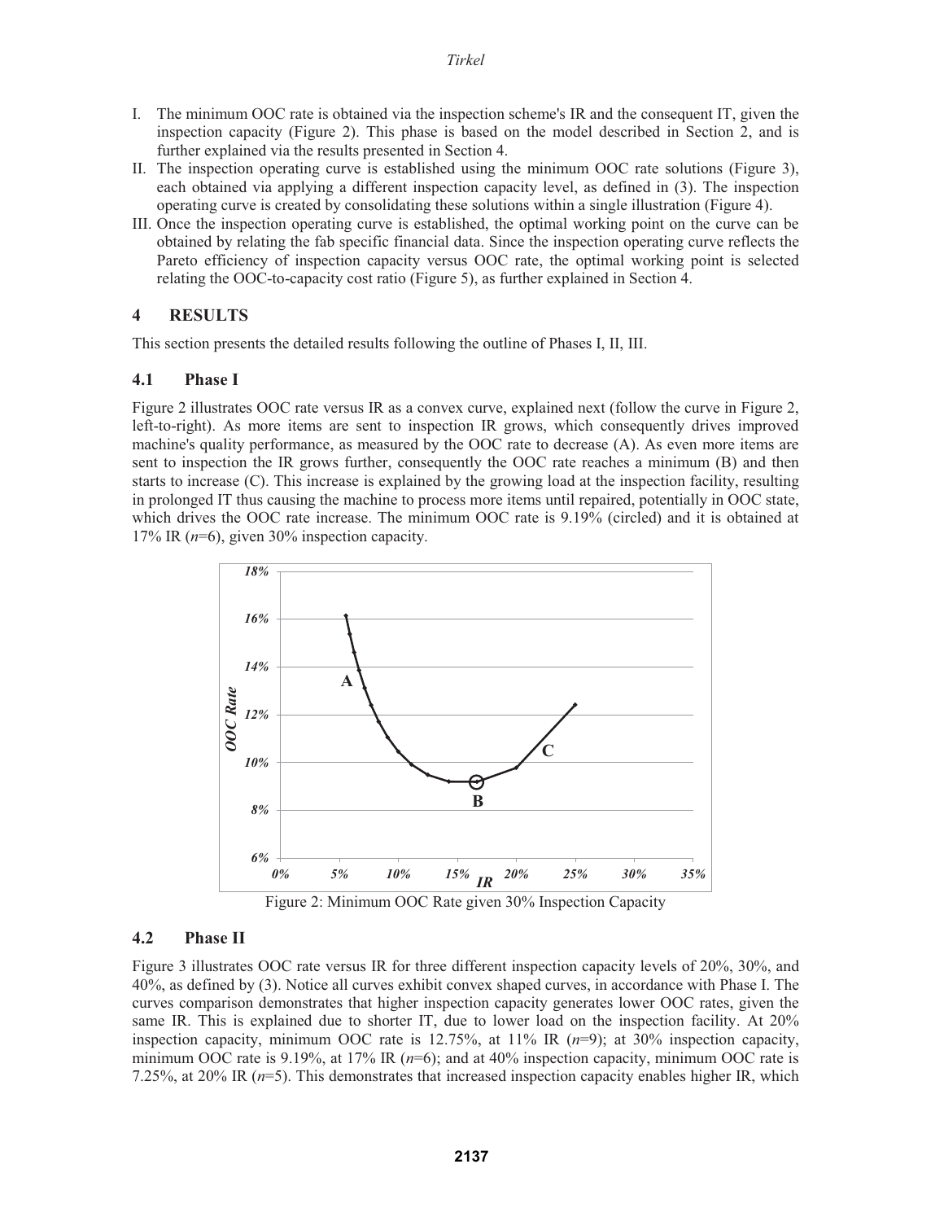I. The minimum OOC rate is obtained via the inspection scheme's IR and the consequent IT, given the inspection capacity (Figure 2). This phase is based on the model described in Section 2, and is further explained via the results presented in Section 4.
II. The inspection operating curve is established using the minimum OOC rate solutions (Figure 3), each obtained via applying a different inspection capacity level, as defined in (3). The inspection operating curve is created by consolidating these solutions within a single illustration (Figure 4).
III. Once the inspection operating curve is established, the optimal working point on the curve can be obtained by relating the fab specific financial data. Since the inspection operating curve reflects the Pareto efficiency of inspection capacity versus OOC rate, the optimal working point is selected relating the OOC-to-capacity cost ratio (Figure 5), as further explained in Section 4.

## 4 RESULTS

This section presents the detailed results following the outline of Phases I, II, III.

### 4.1 Phase I

Figure 2 illustrates OOC rate versus IR as a convex curve, explained next (follow the curve in Figure 2, left-to-right). As more items are sent to inspection IR grows, which consequently drives improved machine's quality performance, as measured by the OOC rate to decrease (A). As even more items are sent to inspection the IR grows further, consequently the OOC rate reaches a minimum (B) and then starts to increase (C). This increase is explained by the growing load at the inspection facility, resulting in prolonged IT thus causing the machine to process more items until repaired, potentially in OOC state, which drives the OOC rate increase. The minimum OOC rate is 9.19% (circled) and it is obtained at 17% IR ($n$=6), given 30% inspection capacity.

Figure 2: Minimum OOC Rate given 30% Inspection Capacity

### 4.2 Phase II

Figure 3 illustrates OOC rate versus IR for three different inspection capacity levels of 20%, 30%, and 40%, as defined by (3). Notice all curves exhibit convex shaped curves, in accordance with Phase I. The curves comparison demonstrates that higher inspection capacity generates lower OOC rates, given the same IR. This is explained due to shorter IT, due to lower load on the inspection facility. At 20% inspection capacity, minimum OOC rate is 12.75%, at 11% IR ($n$=9); at 30% inspection capacity, minimum OOC rate is 9.19%, at 17% IR ($n$=6); and at 40% inspection capacity, minimum OOC rate is 7.25%, at 20% IR ($n$=5). This demonstrates that increased inspection capacity enables higher IR, which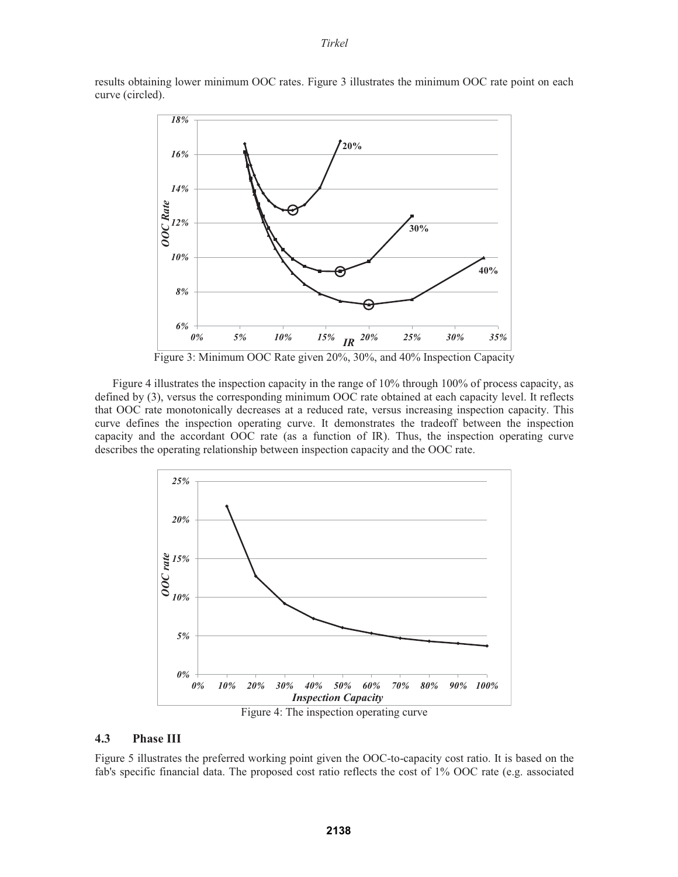results obtaining lower minimum OOC rates. Figure 3 illustrates the minimum OOC rate point on each curve (circled).

Figure 3: Minimum OOC Rate given 20%, 30%, and 40% Inspection Capacity

Figure 4 illustrates the inspection capacity in the range of 10% through 100% of process capacity, as defined by (3), versus the corresponding minimum OOC rate obtained at each capacity level. It reflects that OOC rate monotonically decreases at a reduced rate, versus increasing inspection capacity. This curve defines the inspection operating curve. It demonstrates the tradeoff between the inspection capacity and the accordant OOC rate (as a function of IR). Thus, the inspection operating curve describes the operating relationship between inspection capacity and the OOC rate.

Figure 4: The inspection operating curve

### 4.3 Phase III

Figure 5 illustrates the preferred working point given the OOC-to-capacity cost ratio. It is based on the fab's specific financial data. The proposed cost ratio reflects the cost of 1% OOC rate (e.g. associated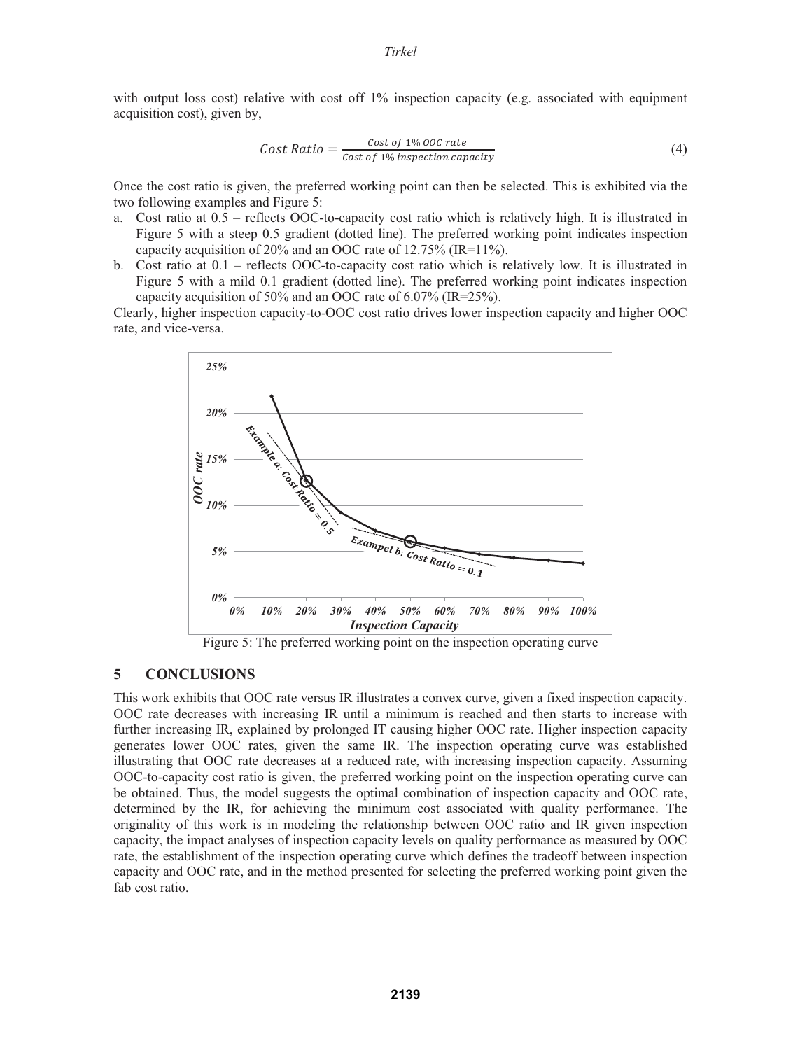with output loss cost) relative with cost off 1% inspection capacity (e.g. associated with equipment acquisition cost), given by,

$$Cost\ Ratio = \frac{Cost\ of\ 1\%\ OOC\ rate}{Cost\ of\ 1\%\ inspection\ capacity} \tag{4}$$

Once the cost ratio is given, the preferred working point can then be selected. This is exhibited via the two following examples and Figure 5:

a. Cost ratio at 0.5 – reflects OOC-to-capacity cost ratio which is relatively high. It is illustrated in Figure 5 with a steep 0.5 gradient (dotted line). The preferred working point indicates inspection capacity acquisition of 20% and an OOC rate of 12.75% (IR=11%).
b. Cost ratio at 0.1 – reflects OOC-to-capacity cost ratio which is relatively low. It is illustrated in Figure 5 with a mild 0.1 gradient (dotted line). The preferred working point indicates inspection capacity acquisition of 50% and an OOC rate of 6.07% (IR=25%).

Clearly, higher inspection capacity-to-OOC cost ratio drives lower inspection capacity and higher OOC rate, and vice-versa.

Figure 5: The preferred working point on the inspection operating curve

## 5 CONCLUSIONS

This work exhibits that OOC rate versus IR illustrates a convex curve, given a fixed inspection capacity. OOC rate decreases with increasing IR until a minimum is reached and then starts to increase with further increasing IR, explained by prolonged IT causing higher OOC rate. Higher inspection capacity generates lower OOC rates, given the same IR. The inspection operating curve was established illustrating that OOC rate decreases at a reduced rate, with increasing inspection capacity. Assuming OOC-to-capacity cost ratio is given, the preferred working point on the inspection operating curve can be obtained. Thus, the model suggests the optimal combination of inspection capacity and OOC rate, determined by the IR, for achieving the minimum cost associated with quality performance. The originality of this work is in modeling the relationship between OOC ratio and IR given inspection capacity, the impact analyses of inspection capacity levels on quality performance as measured by OOC rate, the establishment of the inspection operating curve which defines the tradeoff between inspection capacity and OOC rate, and in the method presented for selecting the preferred working point given the fab cost ratio.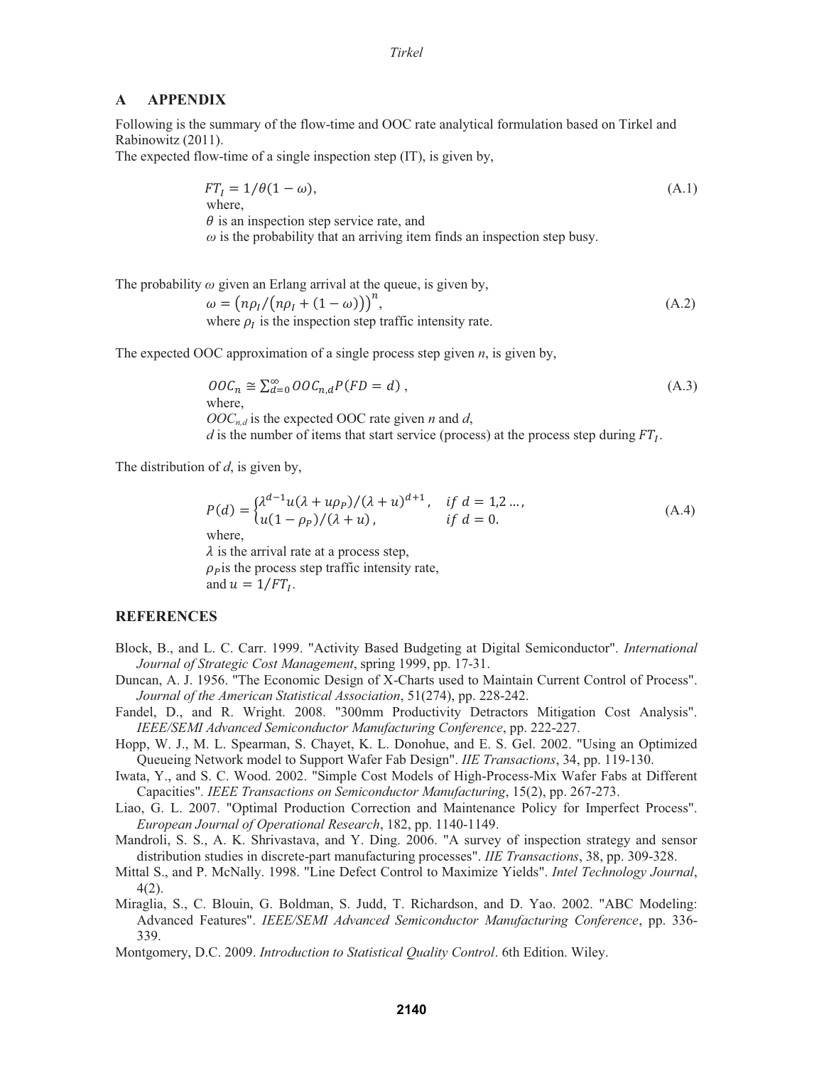## A APPENDIX

Following is the summary of the flow-time and OOC rate analytical formulation based on Tirkel and Rabinowitz (2011).

The expected flow-time of a single inspection step (IT), is given by,

$$FT_I = 1/\theta(1-\omega), \tag{A.1}$$

where,

$\theta$ is an inspection step service rate, and

$\omega$ is the probability that an arriving item finds an inspection step busy.

The probability $\omega$ given an Erlang arrival at the queue, is given by,

$$\omega = \left(n\rho_I/\left(n\rho_I + (1-\omega)\right)\right)^n, \tag{A.2}$$

where $\rho_I$ is the inspection step traffic intensity rate.

The expected OOC approximation of a single process step given $n$, is given by,

$$OOC_n \cong \sum_{d=0}^{\infty} OOC_{n,d} P(FD = d)\,, \tag{A.3}$$

where,

$OOC_{n,d}$ is the expected OOC rate given $n$ and $d$,

$d$ is the number of items that start service (process) at the process step during $FT_I$.

The distribution of $d$, is given by,

$$P(d) = \begin{cases} \lambda^{d-1}u(\lambda + u\rho_P)/(\lambda+u)^{d+1}, & if\ d = 1,2\ldots, \\ u(1-\rho_P)/(\lambda+u), & if\ d = 0. \end{cases} \tag{A.4}$$

where,

$\lambda$ is the arrival rate at a process step,

$\rho_P$ is the process step traffic intensity rate,

and $u = 1/FT_I$.

## REFERENCES

Block, B., and L. C. Carr. 1999. "Activity Based Budgeting at Digital Semiconductor". *International Journal of Strategic Cost Management*, spring 1999, pp. 17-31.

Duncan, A. J. 1956. "The Economic Design of X-Charts used to Maintain Current Control of Process". *Journal of the American Statistical Association*, 51(274), pp. 228-242.

Fandel, D., and R. Wright. 2008. "300mm Productivity Detractors Mitigation Cost Analysis". *IEEE/SEMI Advanced Semiconductor Manufacturing Conference*, pp. 222-227.

Hopp, W. J., M. L. Spearman, S. Chayet, K. L. Donohue, and E. S. Gel. 2002. "Using an Optimized Queueing Network model to Support Wafer Fab Design". *IIE Transactions*, 34, pp. 119-130.

Iwata, Y., and S. C. Wood. 2002. "Simple Cost Models of High-Process-Mix Wafer Fabs at Different Capacities". *IEEE Transactions on Semiconductor Manufacturing*, 15(2), pp. 267-273.

Liao, G. L. 2007. "Optimal Production Correction and Maintenance Policy for Imperfect Process". *European Journal of Operational Research*, 182, pp. 1140-1149.

Mandroli, S. S., A. K. Shrivastava, and Y. Ding. 2006. "A survey of inspection strategy and sensor distribution studies in discrete-part manufacturing processes". *IIE Transactions*, 38, pp. 309-328.

Mittal S., and P. McNally. 1998. "Line Defect Control to Maximize Yields". *Intel Technology Journal*, 4(2).

Miraglia, S., C. Blouin, G. Boldman, S. Judd, T. Richardson, and D. Yao. 2002. "ABC Modeling: Advanced Features". *IEEE/SEMI Advanced Semiconductor Manufacturing Conference*, pp. 336-339.

Montgomery, D.C. 2009. *Introduction to Statistical Quality Control*. 6th Edition. Wiley.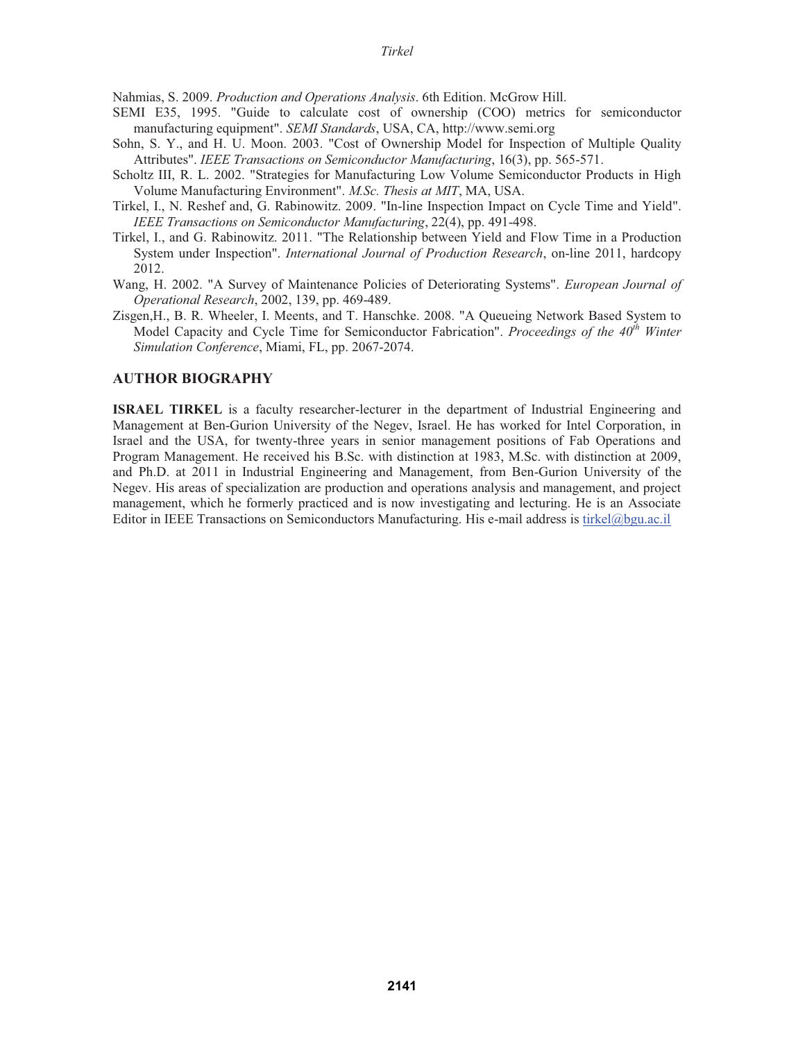Nahmias, S. 2009. *Production and Operations Analysis*. 6th Edition. McGrow Hill.

SEMI E35, 1995. "Guide to calculate cost of ownership (COO) metrics for semiconductor manufacturing equipment". *SEMI Standards*, USA, CA, http://www.semi.org

Sohn, S. Y., and H. U. Moon. 2003. "Cost of Ownership Model for Inspection of Multiple Quality Attributes". *IEEE Transactions on Semiconductor Manufacturing*, 16(3), pp. 565-571.

Scholtz III, R. L. 2002. "Strategies for Manufacturing Low Volume Semiconductor Products in High Volume Manufacturing Environment". *M.Sc. Thesis at MIT*, MA, USA.

Tirkel, I., N. Reshef and, G. Rabinowitz. 2009. "In-line Inspection Impact on Cycle Time and Yield". *IEEE Transactions on Semiconductor Manufacturing*, 22(4), pp. 491-498.

Tirkel, I., and G. Rabinowitz. 2011. "The Relationship between Yield and Flow Time in a Production System under Inspection". *International Journal of Production Research*, on-line 2011, hardcopy 2012.

Wang, H. 2002. "A Survey of Maintenance Policies of Deteriorating Systems". *European Journal of Operational Research*, 2002, 139, pp. 469-489.

Zisgen,H., B. R. Wheeler, I. Meents, and T. Hanschke. 2008. "A Queueing Network Based System to Model Capacity and Cycle Time for Semiconductor Fabrication". *Proceedings of the 40th Winter Simulation Conference*, Miami, FL, pp. 2067-2074.

## AUTHOR BIOGRAPHY

**ISRAEL TIRKEL** is a faculty researcher-lecturer in the department of Industrial Engineering and Management at Ben-Gurion University of the Negev, Israel. He has worked for Intel Corporation, in Israel and the USA, for twenty-three years in senior management positions of Fab Operations and Program Management. He received his B.Sc. with distinction at 1983, M.Sc. with distinction at 2009, and Ph.D. at 2011 in Industrial Engineering and Management, from Ben-Gurion University of the Negev. His areas of specialization are production and operations analysis and management, and project management, which he formerly practiced and is now investigating and lecturing. He is an Associate Editor in IEEE Transactions on Semiconductors Manufacturing. His e-mail address is tirkel@bgu.ac.il